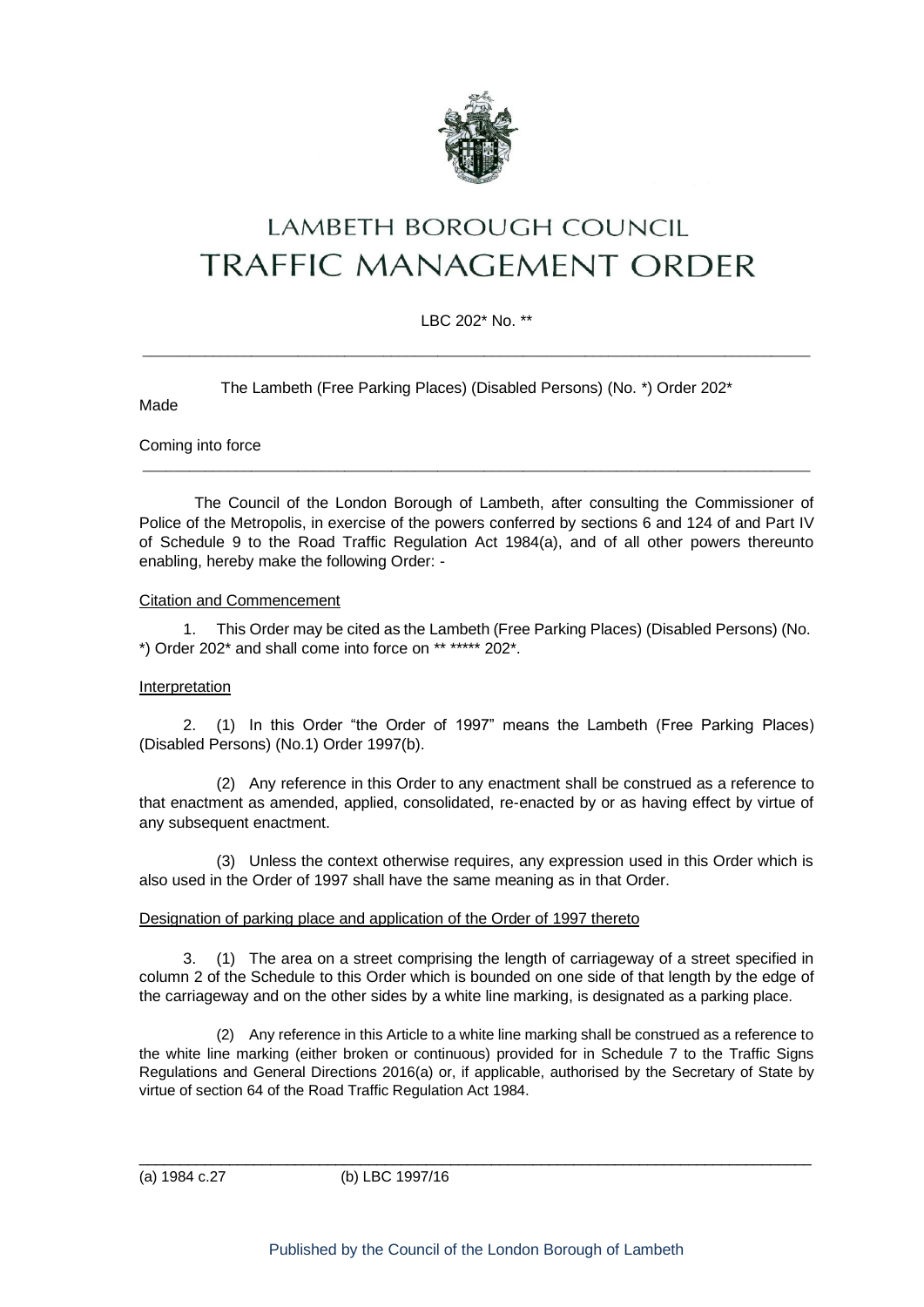# LAMBETH BOROUGH COUNCIL
# TRAFFIC MANAGEMENT ORDER

LBC 202* No. **

---

The Lambeth (Free Parking Places) (Disabled Persons) (No. *) Order 202*

Made

Coming into force

---

The Council of the London Borough of Lambeth, after consulting the Commissioner of Police of the Metropolis, in exercise of the powers conferred by sections 6 and 124 of and Part IV of Schedule 9 to the Road Traffic Regulation Act 1984(a), and of all other powers thereunto enabling, hereby make the following Order: -

Citation and Commencement

1. This Order may be cited as the Lambeth (Free Parking Places) (Disabled Persons) (No. *) Order 202* and shall come into force on ** ***** 202*.

Interpretation

2. (1) In this Order "the Order of 1997" means the Lambeth (Free Parking Places) (Disabled Persons) (No.1) Order 1997(b).

(2) Any reference in this Order to any enactment shall be construed as a reference to that enactment as amended, applied, consolidated, re-enacted by or as having effect by virtue of any subsequent enactment.

(3) Unless the context otherwise requires, any expression used in this Order which is also used in the Order of 1997 shall have the same meaning as in that Order.

Designation of parking place and application of the Order of 1997 thereto

3. (1) The area on a street comprising the length of carriageway of a street specified in column 2 of the Schedule to this Order which is bounded on one side of that length by the edge of the carriageway and on the other sides by a white line marking, is designated as a parking place.

(2) Any reference in this Article to a white line marking shall be construed as a reference to the white line marking (either broken or continuous) provided for in Schedule 7 to the Traffic Signs Regulations and General Directions 2016(a) or, if applicable, authorised by the Secretary of State by virtue of section 64 of the Road Traffic Regulation Act 1984.

---

(a) 1984 c.27 (b) LBC 1997/16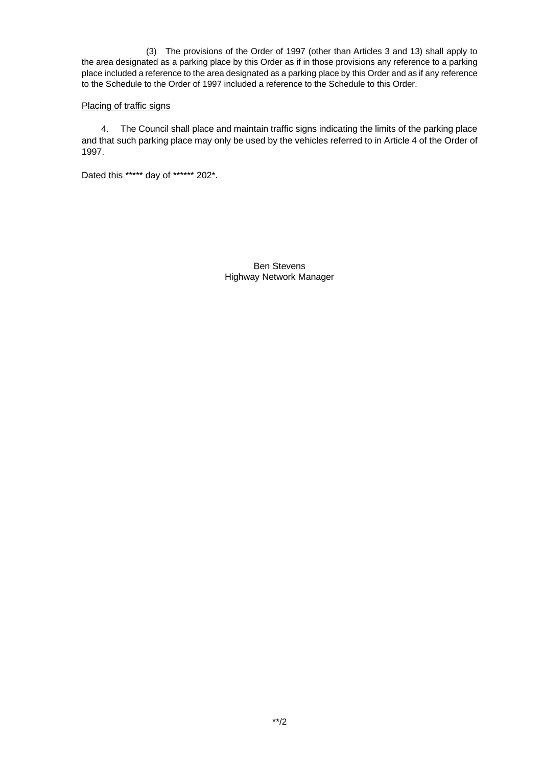(3) The provisions of the Order of 1997 (other than Articles 3 and 13) shall apply to the area designated as a parking place by this Order as if in those provisions any reference to a parking place included a reference to the area designated as a parking place by this Order and as if any reference to the Schedule to the Order of 1997 included a reference to the Schedule to this Order.

<u>Placing of traffic signs</u>

4. The Council shall place and maintain traffic signs indicating the limits of the parking place and that such parking place may only be used by the vehicles referred to in Article 4 of the Order of 1997.

Dated this ***** day of ****** 202*.

Ben Stevens
Highway Network Manager

**/2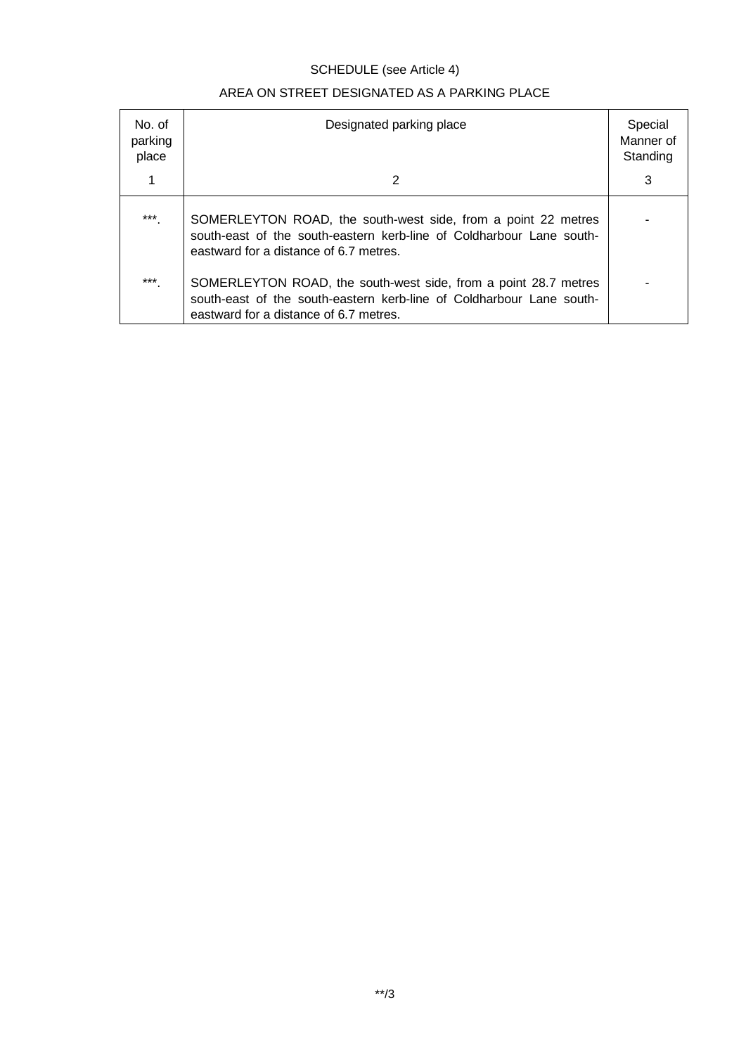SCHEDULE (see Article 4)

AREA ON STREET DESIGNATED AS A PARKING PLACE

| No. of parking place | Designated parking place | Special Manner of Standing |
|---|---|---|
| 1 | 2 | 3 |
| ***. | SOMERLEYTON ROAD, the south-west side, from a point 22 metres south-east of the south-eastern kerb-line of Coldharbour Lane south-eastward for a distance of 6.7 metres. | - |
| ***. | SOMERLEYTON ROAD, the south-west side, from a point 28.7 metres south-east of the south-eastern kerb-line of Coldharbour Lane south-eastward for a distance of 6.7 metres. | - |